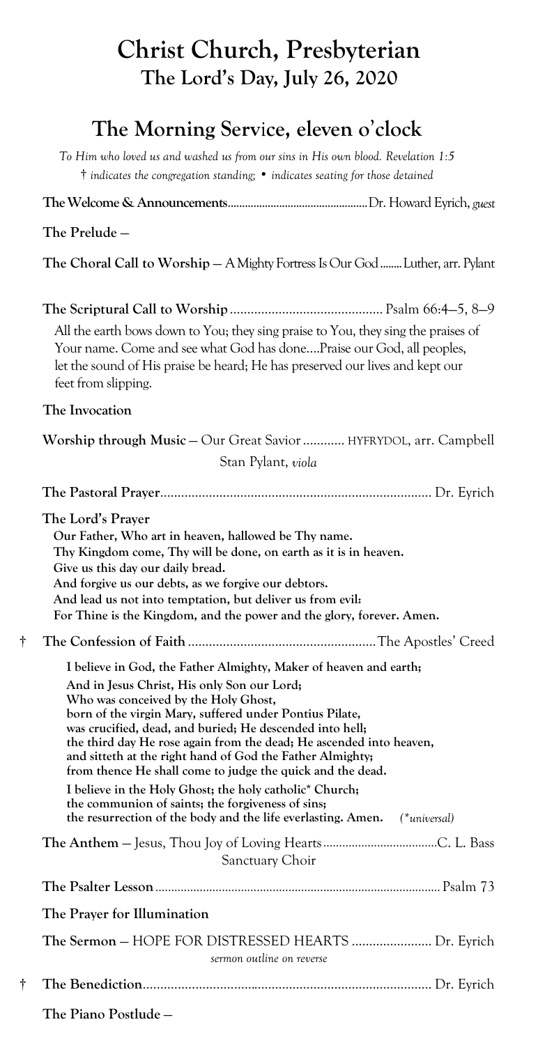# Christ Church, Presbyterian
## The Lord's Day, July 26, 2020

## The Morning Service, eleven o'clock

*To Him who loved us and washed us from our sins in His own blood. Revelation 1:5*
*† indicates the congregation standing; • indicates seating for those detained*

**The Welcome & Announcements**................................................Dr. Howard Eyrich, *guest*

**The Prelude** —

**The Choral Call to Worship** — A Mighty Fortress Is Our God........Luther, arr. Pylant

**The Scriptural Call to Worship**........................................... Psalm 66:4—5, 8—9

All the earth bows down to You; they sing praise to You, they sing the praises of Your name. Come and see what God has done....Praise our God, all peoples, let the sound of His praise be heard; He has preserved our lives and kept our feet from slipping.

**The Invocation**

**Worship through Music** — Our Great Savior ............ HYFRYDOL, arr. Campbell
Stan Pylant, *viola*

**The Pastoral Prayer**............................................................................. Dr. Eyrich

**The Lord's Prayer**

**Our Father, Who art in heaven, hallowed be Thy name.**
**Thy Kingdom come, Thy will be done, on earth as it is in heaven.**
**Give us this day our daily bread.**
**And forgive us our debts, as we forgive our debtors.**
**And lead us not into temptation, but deliver us from evil:**
**For Thine is the Kingdom, and the power and the glory, forever. Amen.**

† **The Confession of Faith** .....................................................The Apostles' Creed

**I believe in God, the Father Almighty, Maker of heaven and earth;**
**And in Jesus Christ, His only Son our Lord;**
**Who was conceived by the Holy Ghost,**
**born of the virgin Mary, suffered under Pontius Pilate,**
**was crucified, dead, and buried; He descended into hell;**
**the third day He rose again from the dead; He ascended into heaven,**
**and sitteth at the right hand of God the Father Almighty;**
**from thence He shall come to judge the quick and the dead.**
**I believe in the Holy Ghost; the holy catholic* Church;**
**the communion of saints; the forgiveness of sins;**
**the resurrection of the body and the life everlasting. Amen.** *(*universal)*

**The Anthem** — Jesus, Thou Joy of Loving Hearts...................................C. L. Bass
Sanctuary Choir

**The Psalter Lesson**.......................................................................................... Psalm 73

**The Prayer for Illumination**

**The Sermon** — HOPE FOR DISTRESSED HEARTS ....................... Dr. Eyrich
*sermon outline on reverse*

† **The Benediction**................................................................................. Dr. Eyrich

**The Piano Postlude** —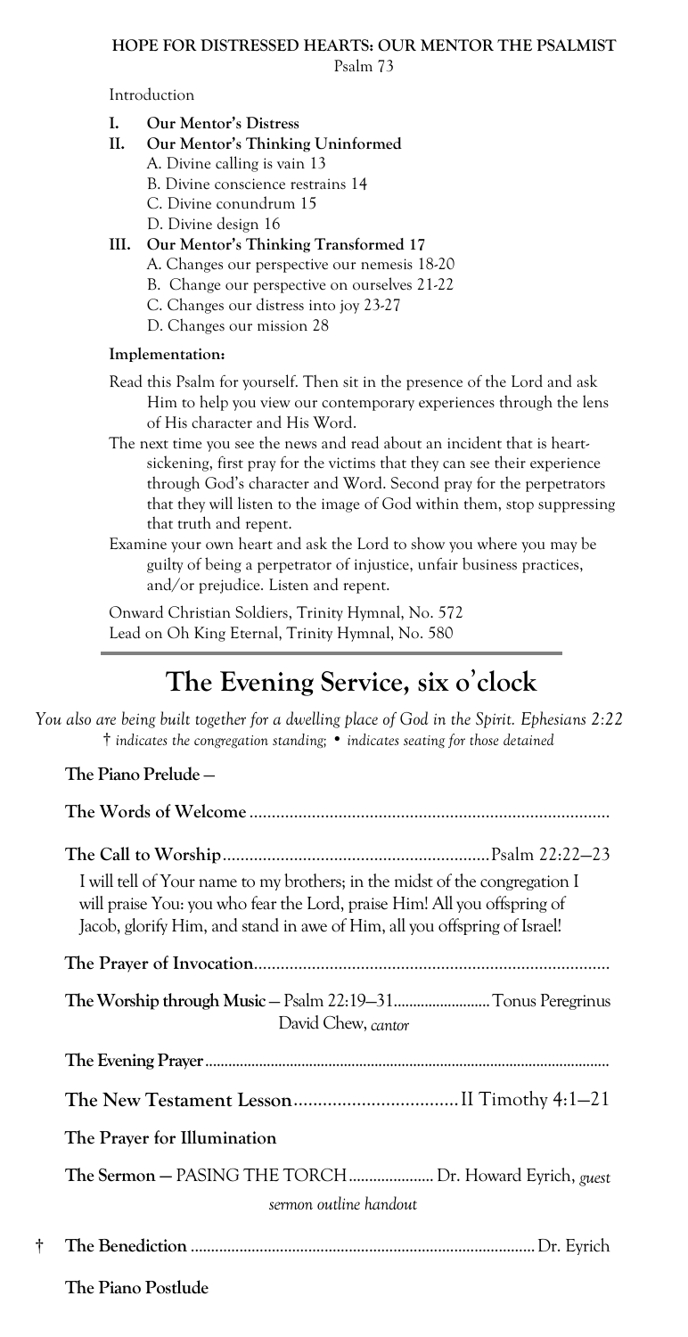**HOPE FOR DISTRESSED HEARTS: OUR MENTOR THE PSALMIST**

Psalm 73

Introduction

- **I. Our Mentor's Distress**
- **II. Our Mentor's Thinking Uninformed**
  - A. Divine calling is vain 13
  - B. Divine conscience restrains 14
  - C. Divine conundrum 15
  - D. Divine design 16
- **III. Our Mentor's Thinking Transformed 17**
  - A. Changes our perspective our nemesis 18-20
  - B. Change our perspective on ourselves 21-22
  - C. Changes our distress into joy 23-27
  - D. Changes our mission 28

**Implementation:**

Read this Psalm for yourself. Then sit in the presence of the Lord and ask Him to help you view our contemporary experiences through the lens of His character and His Word.

The next time you see the news and read about an incident that is heart-sickening, first pray for the victims that they can see their experience through God's character and Word. Second pray for the perpetrators that they will listen to the image of God within them, stop suppressing that truth and repent.

Examine your own heart and ask the Lord to show you where you may be guilty of being a perpetrator of injustice, unfair business practices, and/or prejudice. Listen and repent.

Onward Christian Soldiers, Trinity Hymnal, No. 572
Lead on Oh King Eternal, Trinity Hymnal, No. 580

---

# The Evening Service, six o'clock

*You also are being built together for a dwelling place of God in the Spirit. Ephesians 2:22*
*† indicates the congregation standing; • indicates seating for those detained*

**The Piano Prelude** —

**The Words of Welcome** ................................................................................

**The Call to Worship** ............................................................ Psalm 22:22—23

I will tell of Your name to my brothers; in the midst of the congregation I will praise You: you who fear the Lord, praise Him! All you offspring of Jacob, glorify Him, and stand in awe of Him, all you offspring of Israel!

**The Prayer of Invocation** ................................................................................

**The Worship through Music** — Psalm 22:19—31 ........................ Tonus Peregrinus
David Chew, *cantor*

**The Evening Prayer** ................................................................................

**The New Testament Lesson** .................................. II Timothy 4:1—21

**The Prayer for Illumination**

**The Sermon** — PASING THE TORCH ..................... Dr. Howard Eyrich, *guest*
*sermon outline handout*

† **The Benediction** ..................................................................................... Dr. Eyrich

**The Piano Postlude**